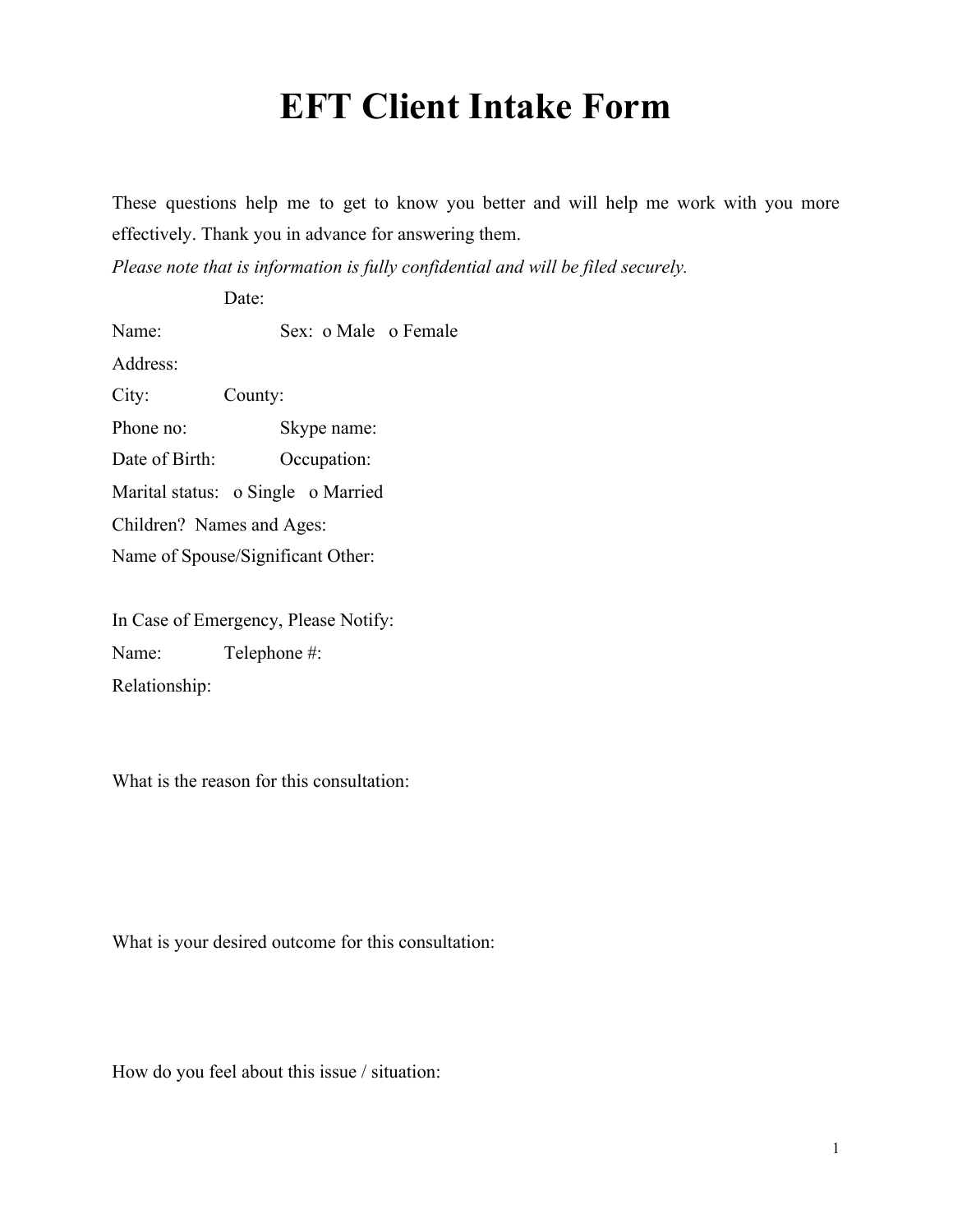# EFT Client Intake Form

These questions help me to get to know you better and will help me work with you more effectively. Thank you in advance for answering them.

*Please note that is information is fully confidential and will be filed securely.*

Date:

Name: Sex: o Male o Female

Address:

City: County:

Phone no: Skype name:

Date of Birth: Occupation:

Marital status: o Single o Married

Children? Names and Ages:

Name of Spouse/Significant Other:

In Case of Emergency, Please Notify:

Name: Telephone #:

Relationship:

What is the reason for this consultation:

What is your desired outcome for this consultation:

How do you feel about this issue / situation: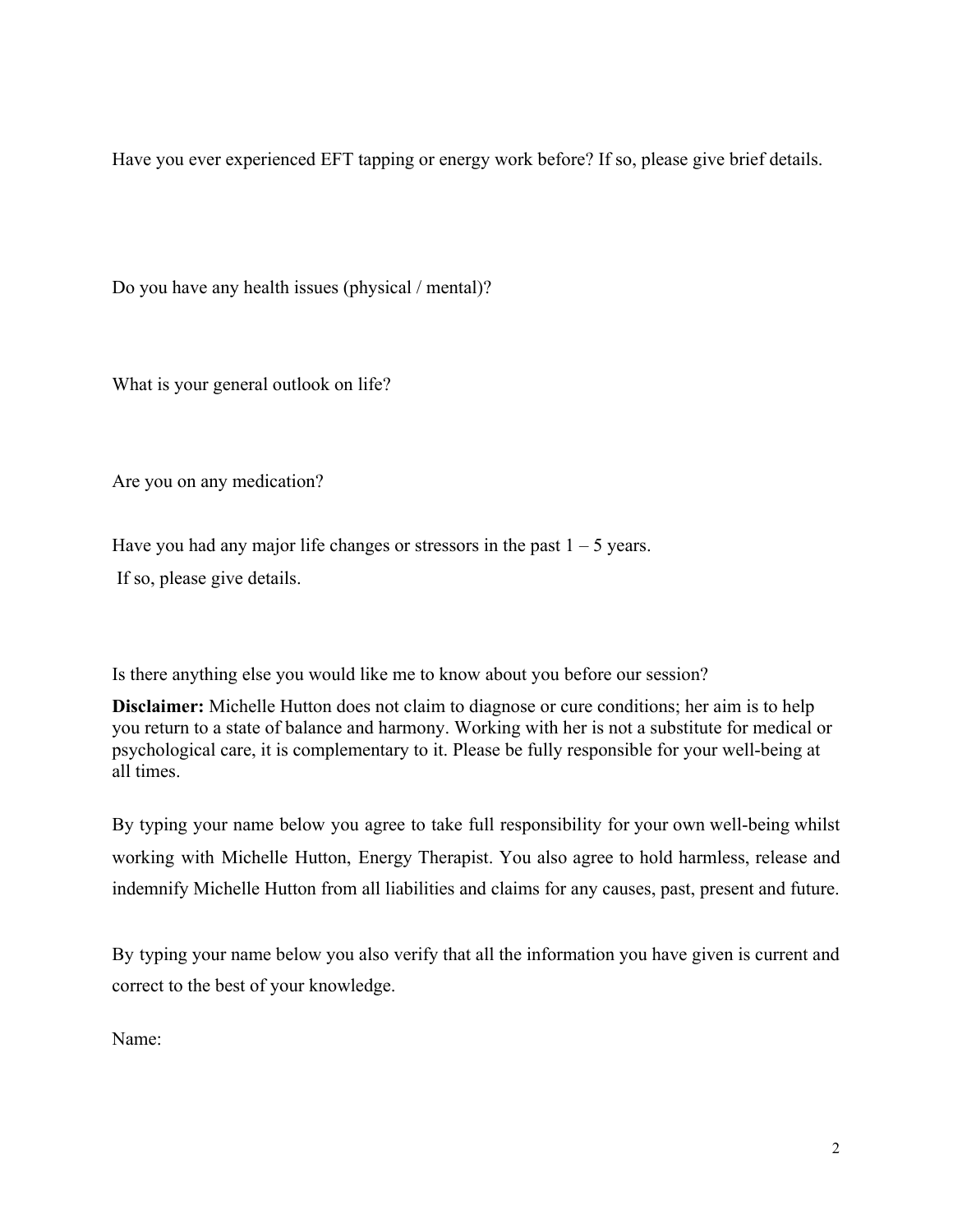Have you ever experienced EFT tapping or energy work before? If so, please give brief details.

Do you have any health issues (physical / mental)?

What is your general outlook on life?

Are you on any medication?

Have you had any major life changes or stressors in the past 1 – 5 years.
If so, please give details.

Is there anything else you would like me to know about you before our session?

**Disclaimer:** Michelle Hutton does not claim to diagnose or cure conditions; her aim is to help you return to a state of balance and harmony. Working with her is not a substitute for medical or psychological care, it is complementary to it. Please be fully responsible for your well-being at all times.

By typing your name below you agree to take full responsibility for your own well-being whilst working with Michelle Hutton, Energy Therapist. You also agree to hold harmless, release and indemnify Michelle Hutton from all liabilities and claims for any causes, past, present and future.

By typing your name below you also verify that all the information you have given is current and correct to the best of your knowledge.

Name: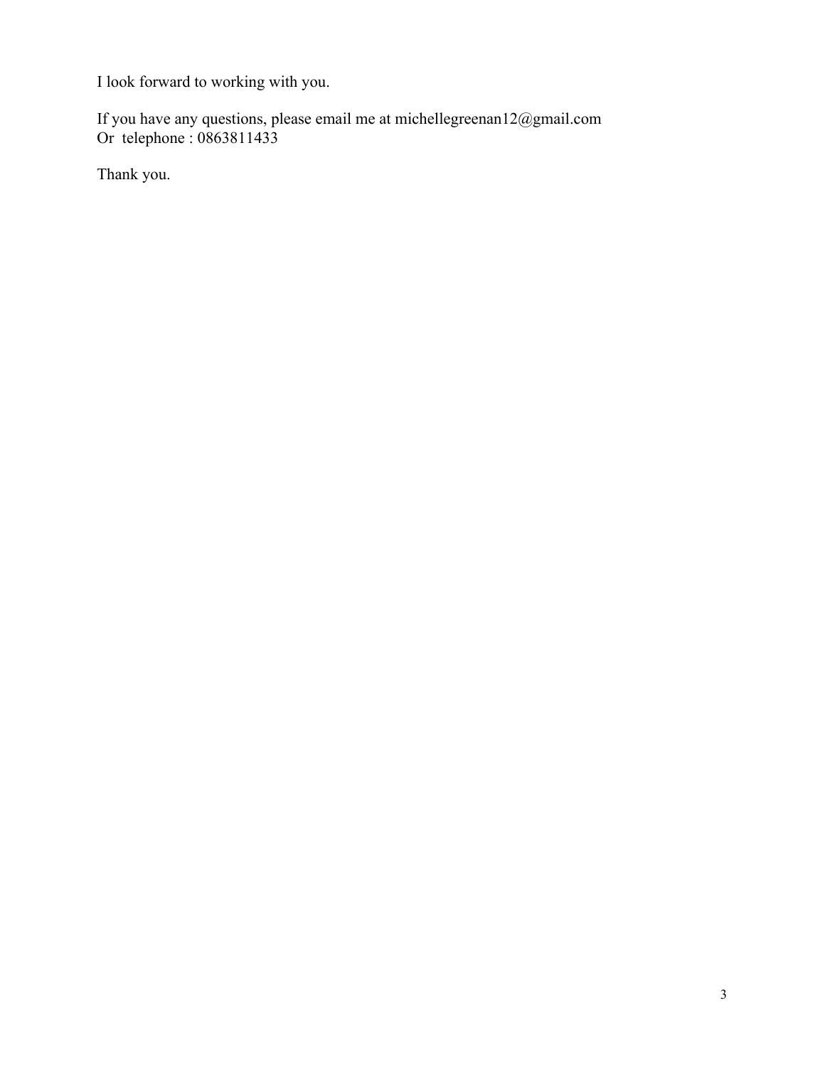I look forward to working with you.

If you have any questions, please email me at michellegreenan12@gmail.com
Or telephone : 0863811433

Thank you.